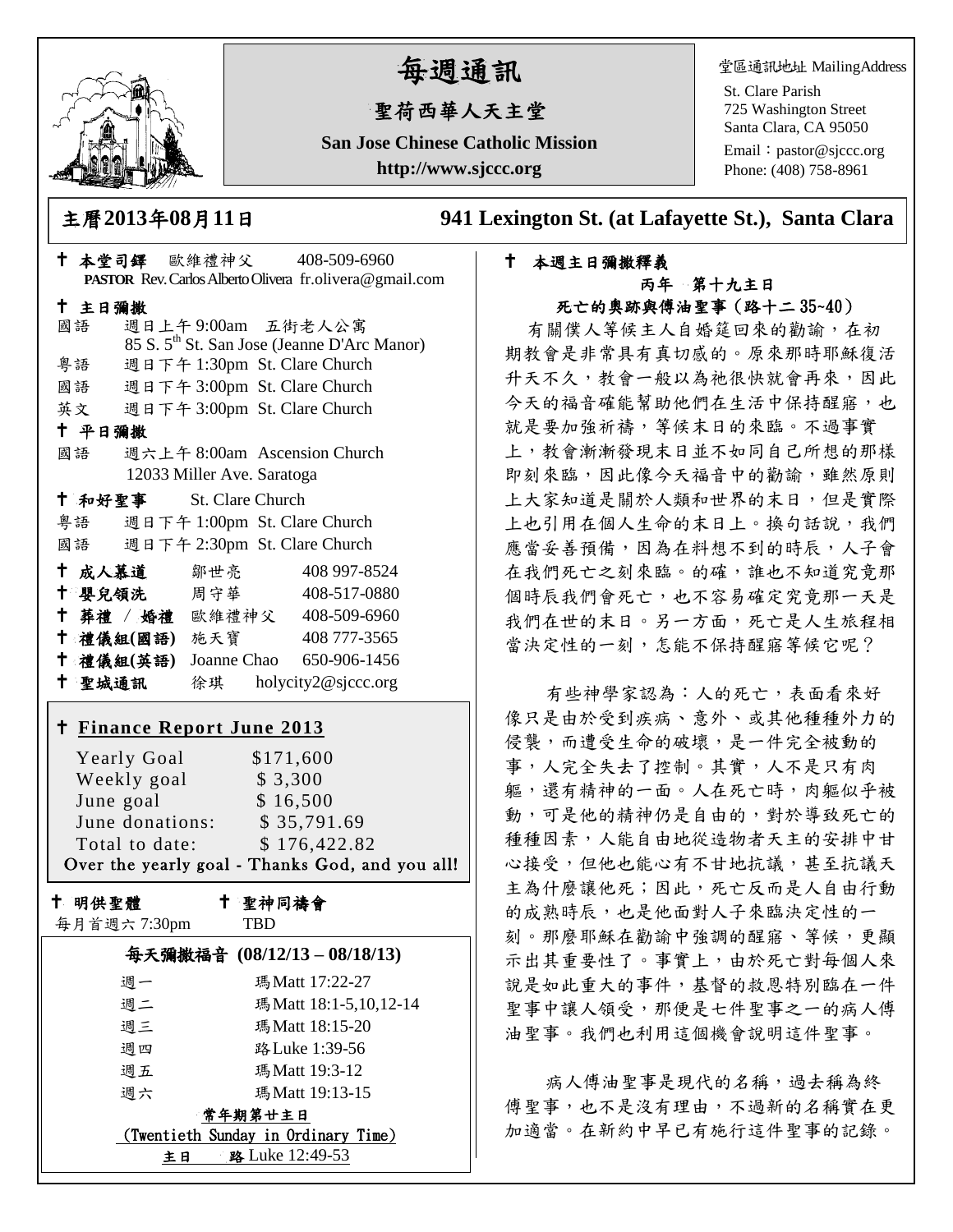# 每週通訊

## 聖荷西華人天主堂

**San Jose Chinese Catholic Mission**

**http://www.sjccc.org**

堂區通訊地址 MailingAddress
St. Clare Parish
725 Washington Street
Santa Clara, CA 95050
Email：pastor@sjccc.org
Phone: (408) 758-8961

**主曆2013年08月11日** **941 Lexington St. (at Lafayette St.), Santa Clara**

✝ **本堂司鐸** 歐維禮神父 408-509-6960
**PASTOR** Rev. Carlos Alberto Olivera fr.olivera@gmail.com

✝ **主日彌撒**
國語 週日上午 9:00am 五街老人公寓
85 S. 5th St. San Jose (Jeanne D'Arc Manor)
粵語 週日下午 1:30pm St. Clare Church
國語 週日下午 3:00pm St. Clare Church
英文 週日下午 3:00pm St. Clare Church

✝ **平日彌撒**
國語 週六上午 8:00am Ascension Church
12033 Miller Ave. Saratoga

✝ **和好聖事** St. Clare Church
粵語 週日下午 1:00pm St. Clare Church
國語 週日下午 2:30pm St. Clare Church

✝ **成人慕道** 鄒世亮 408 997-8524
✝ **嬰兒領洗** 周守華 408-517-0880
✝ **葬禮 / 婚禮** 歐維禮神父 408-509-6960
✝ **禮儀組(國語)** 施天寶 408 777-3565
✝ **禮儀組(英語)** Joanne Chao 650-906-1456
✝ **聖城通訊** 徐琪 holycity2@sjccc.org

✝ **Finance Report June 2013**

| | |
|---|---|
| Yearly Goal | $171,600 |
| Weekly goal | $ 3,300 |
| June goal | $ 16,500 |
| June donations: | $ 35,791.69 |
| Total to date: | $ 176,422.82 |

Over the yearly goal - Thanks God, and you all!

✝ **明供聖體** 每月首週六 7:30pm
✝ **聖神同禱會** TBD

**每天彌撒福音 (08/12/13 – 08/18/13)**

| | |
|---|---|
| 週一 | 瑪 Matt 17:22-27 |
| 週二 | 瑪 Matt 18:1-5,10,12-14 |
| 週三 | 瑪 Matt 18:15-20 |
| 週四 | 路 Luke 1:39-56 |
| 週五 | 瑪 Matt 19:3-12 |
| 週六 | 瑪 Matt 19:13-15 |

**常年期第廿主日**
(Twentieth Sunday in Ordinary Time)
**主日** **路** Luke 12:49-53

✝ **本週主日彌撒釋義**

**丙年 第十九主日**
**死亡的奧跡與傳油聖事（路十二 35~40）**

有關僕人等候主人自婚筵回來的勸諭，在初期教會是非常具有真切感的。原來那時耶穌復活升天不久，教會一般以為祂很快就會再來，因此今天的福音確能幫助他們在生活中保持醒寤，也就是要加強祈禱，等候末日的來臨。不過事實上，教會漸漸發現末日並不如同自己所想的那樣即刻來臨，因此像今天福音中的勸諭，雖然原則上大家知道是關於人類和世界的末日，但是實際上也引用在個人生命的末日上。換句話說，我們應當妥善預備，因為在料想不到的時辰，人子會在我們死亡之刻來臨。的確，誰也不知道究竟那個時辰我們會死亡，也不容易確定究竟那一天是我們在世的末日。另一方面，死亡是人生旅程相當決定性的一刻，怎能不保持醒寤等候它呢？

有些神學家認為：人的死亡，表面看來好像只是由於受到疾病、意外、或其他種種外力的侵襲，而遭受生命的破壞，是一件完全被動的事，人完全失去了控制。其實，人不是只有肉軀，還有精神的一面。人在死亡時，肉軀似乎被動，可是他的精神仍是自由的，對於導致死亡的種種因素，人能自由地從造物者天主的安排中甘心接受，但他也能心有不甘地抗議，甚至抗議天主為什麼讓他死；因此，死亡反而是人自由行動的成熟時辰，也是他面對人子來臨決定性的一刻。那麼耶穌在勸諭中強調的醒寤、等候，更顯示出其重要性了。事實上，由於死亡對每個人來說是如此重大的事件，基督的救恩特別臨在一件聖事中讓人領受，那便是七件聖事之一的病人傅油聖事。我們也利用這個機會說明這件聖事。

病人傅油聖事是現代的名稱，過去稱為終傅聖事，也不是沒有理由，不過新的名稱實在更加適當。在新約中早已有施行這件聖事的記錄。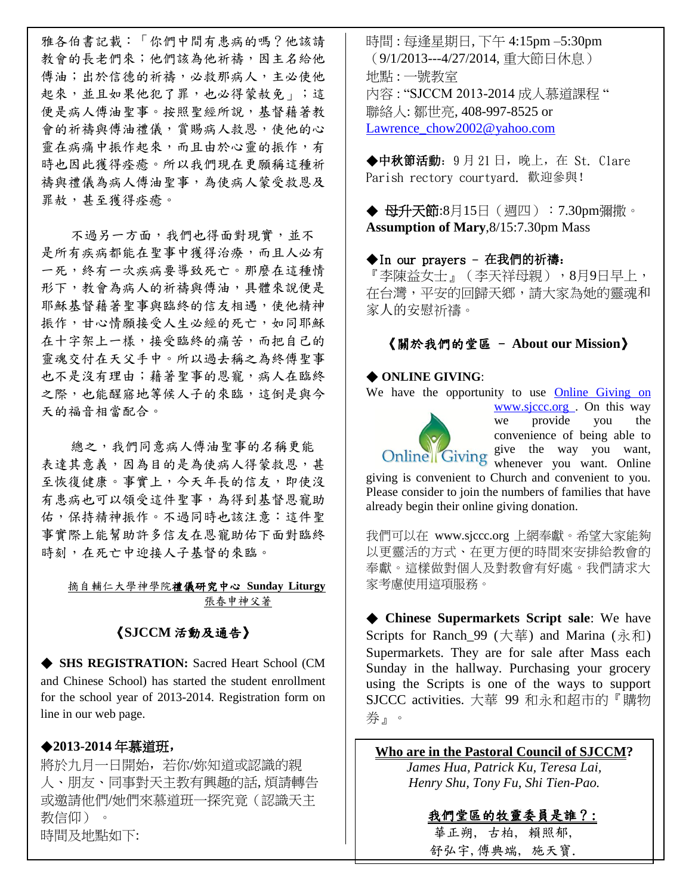雅各伯書記載：「你們中間有患病的嗎？他該請教會的長老們來；他們該為他祈禱，因主名給他傅油；出於信德的祈禱，必救那病人，主必使他起來，並且如果他犯了罪，也必得蒙赦免」；這便是病人傅油聖事。按照聖經所說，基督藉著教會的祈禱與傅油禮儀，賞賜病人救恩，使他的心靈在病痛中振作起來，而且由於心靈的振作，有時也因此獲得痊癒。所以我們現在更願稱這種祈禱與禮儀為病人傅油聖事，為使病人蒙受救恩及罪赦，甚至獲得痊癒。

不過另一方面，我們也得面對現實，並不是所有疾病都能在聖事中獲得治療，而且人必有一死，終有一次疾病要導致死亡。那麼在這種情形下，教會為病人的祈禱與傅油，具體來說便是耶穌基督藉著聖事與臨終的信友相遇，使他精神振作，甘心情願接受人生必經的死亡，如同耶穌在十字架上一樣，接受臨終的痛苦，而把自己的靈魂交付在天父手中。所以過去稱之為終傅聖事也不是沒有理由；藉著聖事的恩寵，病人在臨終之際，也能醒寤地等候人子的來臨，這倒是與今天的福音相當配合。

總之，我們同意病人傅油聖事的名稱更能表達其意義，因為目的是為使病人得蒙救恩，甚至恢復健康。事實上，今天年長的信友，即使沒有患病也可以領受這件聖事，為得到基督恩寵助佑，保持精神振作。不過同時也該注意：這件聖事實際上能幫助許多信友在恩寵助佑下面對臨終時刻，在死亡中迎接人子基督的來臨。

摘自輔仁大學神學院**禮儀研究中心 Sunday Liturgy**
張春申神父著

## 《SJCCM 活動及通告》

◆ **SHS REGISTRATION:** Sacred Heart School (CM and Chinese School) has started the student enrollment for the school year of 2013-2014. Registration form on line in our web page.

◆**2013-2014 年慕道班，**
將於九月一日開始，若你/妳知道或認識的親人、朋友、同事對天主教有興趣的話,煩請轉告或邀請他們/她們來慕道班一探究竟（認識天主教信仰）。
時間及地點如下:

時間 : 每逢星期日, 下午 4:15pm –5:30pm
（9/1/2013---4/27/2014, 重大節日休息）
地點 : 一號教室
內容 : "SJCCM 2013-2014 成人慕道課程 "
聯絡人: 鄒世亮, 408-997-8525 or
Lawrence_chow2002@yahoo.com

◆**中秋節活動**：9 月 21 日，晚上，在 St. Clare Parish rectory courtyard. 歡迎參與!

◆ **母升天節**:8月15日（週四）：7.30pm彌撒。
**Assumption of Mary**,8/15:7.30pm Mass

◆**In our prayers - 在我們的祈禱：**
『李陳益女士』（李天祥母親），8月9日早上，在台灣，平安的回歸天鄉，請大家為她的靈魂和家人的安慰祈禱。

## 《關於我們的堂區 - About our Mission》

◆ **ONLINE GIVING**:
We have the opportunity to use Online Giving on www.sjccc.org . On this way we provide you the convenience of being able to give the way you want, whenever you want. Online giving is convenient to Church and convenient to you. Please consider to join the numbers of families that have already begin their online giving donation.

我們可以在 www.sjccc.org 上網奉獻。希望大家能夠以更靈活的方式、在更方便的時間來安排給教會的奉獻。這樣做對個人及對教會有好處。我們請求大家考慮使用這項服務。

◆ **Chinese Supermarkets Script sale**: We have Scripts for Ranch_99 (大華) and Marina (永和) Supermarkets. They are for sale after Mass each Sunday in the hallway. Purchasing your grocery using the Scripts is one of the ways to support SJCCC activities. 大華 99 和永和超市的『購物券』。

**Who are in the Pastoral Council of SJCCM?**
*James Hua, Patrick Ku, Teresa Lai,*
*Henry Shu, Tony Fu, Shi Tien-Pao.*

**我們堂區的牧靈委員是誰？:**
華正朔, 古柏, 賴照郁,
舒弘宇, 傅典端, 施天寶.